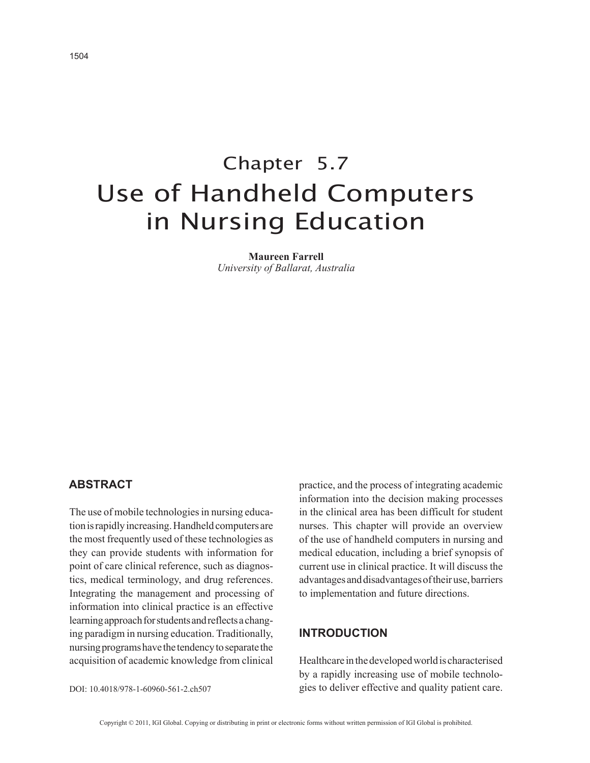# Chapter 5.7
# Use of Handheld Computers in Nursing Education

**Maureen Farrell**
*University of Ballarat, Australia*

## ABSTRACT

The use of mobile technologies in nursing education is rapidly increasing. Handheld computers are the most frequently used of these technologies as they can provide students with information for point of care clinical reference, such as diagnostics, medical terminology, and drug references. Integrating the management and processing of information into clinical practice is an effective learning approach for students and reflects a changing paradigm in nursing education. Traditionally, nursing programs have the tendency to separate the acquisition of academic knowledge from clinical practice, and the process of integrating academic information into the decision making processes in the clinical area has been difficult for student nurses. This chapter will provide an overview of the use of handheld computers in nursing and medical education, including a brief synopsis of current use in clinical practice. It will discuss the advantages and disadvantages of their use, barriers to implementation and future directions.

DOI: 10.4018/978-1-60960-561-2.ch507

## INTRODUCTION

Healthcare in the developed world is characterised by a rapidly increasing use of mobile technologies to deliver effective and quality patient care.

Copyright © 2011, IGI Global. Copying or distributing in print or electronic forms without written permission of IGI Global is prohibited.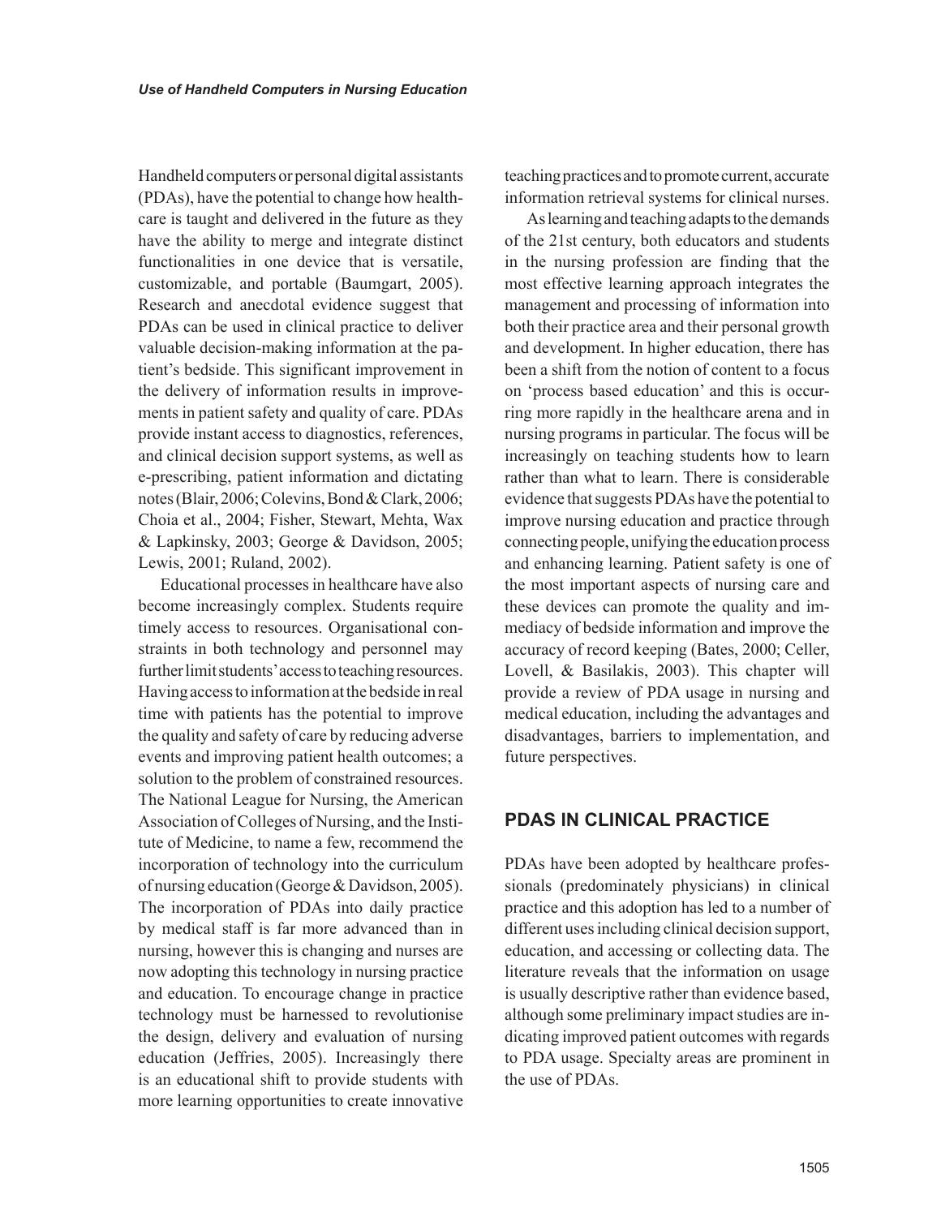Handheld computers or personal digital assistants (PDAs), have the potential to change how healthcare is taught and delivered in the future as they have the ability to merge and integrate distinct functionalities in one device that is versatile, customizable, and portable (Baumgart, 2005). Research and anecdotal evidence suggest that PDAs can be used in clinical practice to deliver valuable decision-making information at the patient's bedside. This significant improvement in the delivery of information results in improvements in patient safety and quality of care. PDAs provide instant access to diagnostics, references, and clinical decision support systems, as well as e-prescribing, patient information and dictating notes (Blair, 2006; Colevins, Bond & Clark, 2006; Choia et al., 2004; Fisher, Stewart, Mehta, Wax & Lapkinsky, 2003; George & Davidson, 2005; Lewis, 2001; Ruland, 2002).

Educational processes in healthcare have also become increasingly complex. Students require timely access to resources. Organisational constraints in both technology and personnel may further limit students' access to teaching resources. Having access to information at the bedside in real time with patients has the potential to improve the quality and safety of care by reducing adverse events and improving patient health outcomes; a solution to the problem of constrained resources. The National League for Nursing, the American Association of Colleges of Nursing, and the Institute of Medicine, to name a few, recommend the incorporation of technology into the curriculum of nursing education (George & Davidson, 2005). The incorporation of PDAs into daily practice by medical staff is far more advanced than in nursing, however this is changing and nurses are now adopting this technology in nursing practice and education. To encourage change in practice technology must be harnessed to revolutionise the design, delivery and evaluation of nursing education (Jeffries, 2005). Increasingly there is an educational shift to provide students with more learning opportunities to create innovative teaching practices and to promote current, accurate information retrieval systems for clinical nurses.

As learning and teaching adapts to the demands of the 21st century, both educators and students in the nursing profession are finding that the most effective learning approach integrates the management and processing of information into both their practice area and their personal growth and development. In higher education, there has been a shift from the notion of content to a focus on 'process based education' and this is occurring more rapidly in the healthcare arena and in nursing programs in particular. The focus will be increasingly on teaching students how to learn rather than what to learn. There is considerable evidence that suggests PDAs have the potential to improve nursing education and practice through connecting people, unifying the education process and enhancing learning. Patient safety is one of the most important aspects of nursing care and these devices can promote the quality and immediacy of bedside information and improve the accuracy of record keeping (Bates, 2000; Celler, Lovell, & Basilakis, 2003). This chapter will provide a review of PDA usage in nursing and medical education, including the advantages and disadvantages, barriers to implementation, and future perspectives.

## PDAS IN CLINICAL PRACTICE

PDAs have been adopted by healthcare professionals (predominately physicians) in clinical practice and this adoption has led to a number of different uses including clinical decision support, education, and accessing or collecting data. The literature reveals that the information on usage is usually descriptive rather than evidence based, although some preliminary impact studies are indicating improved patient outcomes with regards to PDA usage. Specialty areas are prominent in the use of PDAs.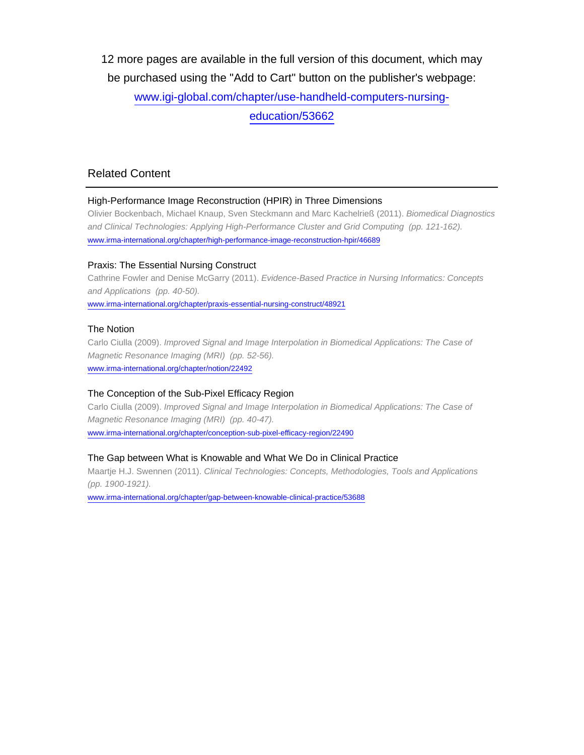12 more pages are available in the full version of this document, which may be purchased using the "Add to Cart" button on the publisher's webpage: www.igi-global.com/chapter/use-handheld-computers-nursing-education/53662

## Related Content

### High-Performance Image Reconstruction (HPIR) in Three Dimensions

Olivier Bockenbach, Michael Knaup, Sven Steckmann and Marc Kachelrieß (2011). *Biomedical Diagnostics and Clinical Technologies: Applying High-Performance Cluster and Grid Computing (pp. 121-162).*

www.irma-international.org/chapter/high-performance-image-reconstruction-hpir/46689

### Praxis: The Essential Nursing Construct

Cathrine Fowler and Denise McGarry (2011). *Evidence-Based Practice in Nursing Informatics: Concepts and Applications (pp. 40-50).*

www.irma-international.org/chapter/praxis-essential-nursing-construct/48921

### The Notion

Carlo Ciulla (2009). *Improved Signal and Image Interpolation in Biomedical Applications: The Case of Magnetic Resonance Imaging (MRI) (pp. 52-56).*

www.irma-international.org/chapter/notion/22492

### The Conception of the Sub-Pixel Efficacy Region

Carlo Ciulla (2009). *Improved Signal and Image Interpolation in Biomedical Applications: The Case of Magnetic Resonance Imaging (MRI) (pp. 40-47).*

www.irma-international.org/chapter/conception-sub-pixel-efficacy-region/22490

### The Gap between What is Knowable and What We Do in Clinical Practice

Maartje H.J. Swennen (2011). *Clinical Technologies: Concepts, Methodologies, Tools and Applications (pp. 1900-1921).*

www.irma-international.org/chapter/gap-between-knowable-clinical-practice/53688